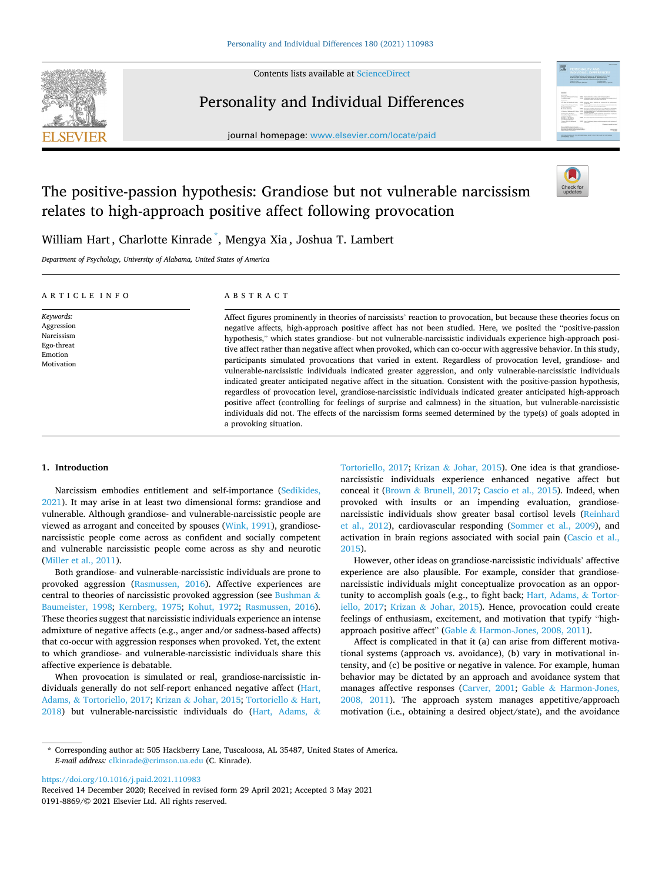# The positive-passion hypothesis: Grandiose but not vulnerable narcissism relates to high-approach positive affect following provocation

William Hart, Charlotte Kinrade *, Mengya Xia, Joshua T. Lambert

*Department of Psychology, University of Alabama, United States of America*

## ARTICLE INFO

*Keywords:*
Aggression
Narcissism
Ego-threat
Emotion
Motivation

## ABSTRACT

Affect figures prominently in theories of narcissists' reaction to provocation, but because these theories focus on negative affects, high-approach positive affect has not been studied. Here, we posited the "positive-passion hypothesis," which states grandiose- but not vulnerable-narcissistic individuals experience high-approach positive affect rather than negative affect when provoked, which can co-occur with aggressive behavior. In this study, participants simulated provocations that varied in extent. Regardless of provocation level, grandiose- and vulnerable-narcissistic individuals indicated greater aggression, and only vulnerable-narcissistic individuals indicated greater anticipated negative affect in the situation. Consistent with the positive-passion hypothesis, regardless of provocation level, grandiose-narcissistic individuals indicated greater anticipated high-approach positive affect (controlling for feelings of surprise and calmness) in the situation, but vulnerable-narcissistic individuals did not. The effects of the narcissism forms seemed determined by the type(s) of goals adopted in a provoking situation.

## 1. Introduction

Narcissism embodies entitlement and self-importance (Sedikides, 2021). It may arise in at least two dimensional forms: grandiose and vulnerable. Although grandiose- and vulnerable-narcissistic people are viewed as arrogant and conceited by spouses (Wink, 1991), grandiose-narcissistic people come across as confident and socially competent and vulnerable-narcissistic people come across as shy and neurotic (Miller et al., 2011).

Both grandiose- and vulnerable-narcissistic individuals are prone to provoked aggression (Rasmussen, 2016). Affective experiences are central to theories of narcissistic provoked aggression (see Bushman & Baumeister, 1998; Kernberg, 1975; Kohut, 1972; Rasmussen, 2016). These theories suggest that narcissistic individuals experience an intense admixture of negative affects (e.g., anger and/or sadness-based affects) that co-occur with aggression responses when provoked. Yet, the extent to which grandiose- and vulnerable-narcissistic individuals share this affective experience is debatable.

When provocation is simulated or real, grandiose-narcissistic individuals generally do not self-report enhanced negative affect (Hart, Adams, & Tortoriello, 2017; Krizan & Johar, 2015; Tortoriello & Hart, 2018) but vulnerable-narcissistic individuals do (Hart, Adams, & Tortoriello, 2017; Krizan & Johar, 2015). One idea is that grandiose-narcissistic individuals experience enhanced negative affect but conceal it (Brown & Brunell, 2017; Cascio et al., 2015). Indeed, when provoked with insults or an impending evaluation, grandiose-narcissistic individuals show greater basal cortisol levels (Reinhard et al., 2012), cardiovascular responding (Sommer et al., 2009), and activation in brain regions associated with social pain (Cascio et al., 2015).

However, other ideas on grandiose-narcissistic individuals' affective experience are also plausible. For example, consider that grandiose-narcissistic individuals might conceptualize provocation as an opportunity to accomplish goals (e.g., to fight back; Hart, Adams, & Tortoriello, 2017; Krizan & Johar, 2015). Hence, provocation could create feelings of enthusiasm, excitement, and motivation that typify "high-approach positive affect" (Gable & Harmon-Jones, 2008, 2011).

Affect is complicated in that it (a) can arise from different motivational systems (approach vs. avoidance), (b) vary in motivational intensity, and (c) be positive or negative in valence. For example, human behavior may be dictated by an approach and avoidance system that manages affective responses (Carver, 2001; Gable & Harmon-Jones, 2008, 2011). The approach system manages appetitive/approach motivation (i.e., obtaining a desired object/state), and the avoidance

---

* Corresponding author at: 505 Hackberry Lane, Tuscaloosa, AL 35487, United States of America.
*E-mail address:* clkinrade@crimson.ua.edu (C. Kinrade).

https://doi.org/10.1016/j.paid.2021.110983
Received 14 December 2020; Received in revised form 29 April 2021; Accepted 3 May 2021
0191-8869/© 2021 Elsevier Ltd. All rights reserved.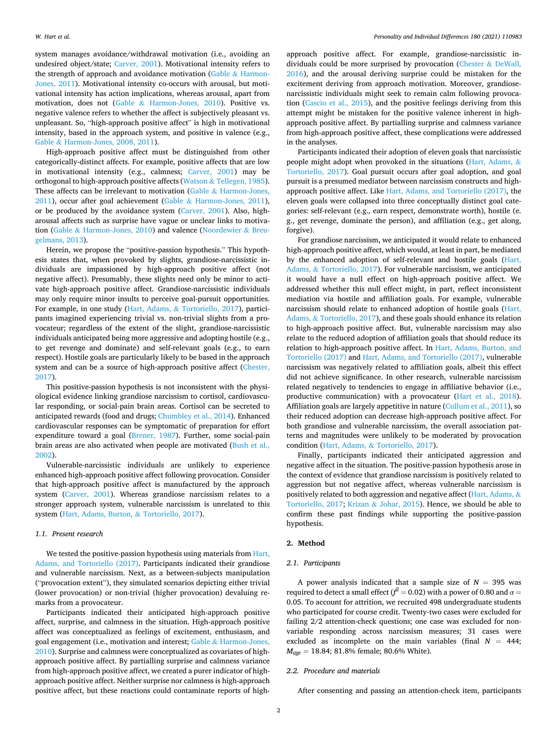system manages avoidance/withdrawal motivation (i.e., avoiding an undesired object/state; Carver, 2001). Motivational intensity refers to the strength of approach and avoidance motivation (Gable & Harmon-Jones, 2011). Motivational intensity co-occurs with arousal, but motivational intensity has action implications, whereas arousal, apart from motivation, does not (Gable & Harmon-Jones, 2010). Positive vs. negative valence refers to whether the affect is subjectively pleasant vs. unpleasant. So, "high-approach positive affect" is high in motivational intensity, based in the approach system, and positive in valence (e.g., Gable & Harmon-Jones, 2008, 2011).

High-approach positive affect must be distinguished from other categorically-distinct affects. For example, positive affects that are low in motivational intensity (e.g., calmness; Carver, 2001) may be orthogonal to high-approach positive affects (Watson & Tellegen, 1985). These affects can be irrelevant to motivation (Gable & Harmon-Jones, 2011), occur after goal achievement (Gable & Harmon-Jones, 2011), or be produced by the avoidance system (Carver, 2001). Also, high-arousal affects such as surprise have vague or unclear links to motivation (Gable & Harmon-Jones, 2010) and valence (Noordewier & Breugelmans, 2013).

Herein, we propose the "positive-passion hypothesis." This hypothesis states that, when provoked by slights, grandiose-narcissistic individuals are impassioned by high-approach positive affect (not negative affect). Presumably, these slights need only be minor to activate high-approach positive affect. Grandiose-narcissistic individuals may only require minor insults to perceive goal-pursuit opportunities. For example, in one study (Hart, Adams, & Tortoriello, 2017), participants imagined experiencing trivial vs. non-trivial slights from a provocateur; regardless of the extent of the slight, grandiose-narcissistic individuals anticipated being more aggressive and adopting hostile (e.g., to get revenge and dominate) and self-relevant goals (e.g., to earn respect). Hostile goals are particularly likely to be based in the approach system and can be a source of high-approach positive affect (Chester, 2017).

This positive-passion hypothesis is not inconsistent with the physiological evidence linking grandiose narcissism to cortisol, cardiovascular responding, or social-pain brain areas. Cortisol can be secreted to anticipated rewards (food and drugs; Chumbley et al., 2014). Enhanced cardiovascular responses can be symptomatic of preparation for effort expenditure toward a goal (Brener, 1987). Further, some social-pain brain areas are also activated when people are motivated (Bush et al., 2002).

Vulnerable-narcissistic individuals are unlikely to experience enhanced high-approach positive affect following provocation. Consider that high-approach positive affect is manufactured by the approach system (Carver, 2001). Whereas grandiose narcissism relates to a stronger approach system, vulnerable narcissism is unrelated to this system (Hart, Adams, Burton, & Tortoriello, 2017).

### 1.1. Present research

We tested the positive-passion hypothesis using materials from Hart, Adams, and Tortoriello (2017). Participants indicated their grandiose and vulnerable narcissism. Next, as a between-subjects manipulation ("provocation extent"), they simulated scenarios depicting either trivial (lower provocation) or non-trivial (higher provocation) devaluing remarks from a provocateur.

Participants indicated their anticipated high-approach positive affect, surprise, and calmness in the situation. High-approach positive affect was conceptualized as feelings of excitement, enthusiasm, and goal engagement (i.e., motivation and interest; Gable & Harmon-Jones, 2010). Surprise and calmness were conceptualized as covariates of high-approach positive affect. By partialling surprise and calmness variance from high-approach positive affect, we created a purer indicator of high-approach positive affect. Neither surprise nor calmness is high-approach positive affect, but these reactions could contaminate reports of high-approach positive affect. For example, grandiose-narcissistic individuals could be more surprised by provocation (Chester & DeWall, 2016), and the arousal deriving surprise could be mistaken for the excitement deriving from approach motivation. Moreover, grandiose-narcissistic individuals might seek to remain calm following provocation (Cascio et al., 2015), and the positive feelings deriving from this attempt might be mistaken for the positive valence inherent in high-approach positive affect. By partialling surprise and calmness variance from high-approach positive affect, these complications were addressed in the analyses.

Participants indicated their adoption of eleven goals that narcissistic people might adopt when provoked in the situations (Hart, Adams, & Tortoriello, 2017). Goal pursuit occurs after goal adoption, and goal pursuit is a presumed mediator between narcissism constructs and high-approach positive affect. Like Hart, Adams, and Tortoriello (2017), the eleven goals were collapsed into three conceptually distinct goal categories: self-relevant (e.g., earn respect, demonstrate worth), hostile (e.g., get revenge, dominate the person), and affiliation (e.g., get along, forgive).

For grandiose narcissism, we anticipated it would relate to enhanced high-approach positive affect, which would, at least in part, be mediated by the enhanced adoption of self-relevant and hostile goals (Hart, Adams, & Tortoriello, 2017). For vulnerable narcissism, we anticipated it would have a null effect on high-approach positive affect. We addressed whether this null effect might, in part, reflect inconsistent mediation via hostile and affiliation goals. For example, vulnerable narcissism should relate to enhanced adoption of hostile goals (Hart, Adams, & Tortoriello, 2017), and these goals should enhance its relation to high-approach positive affect. But, vulnerable narcissism may also relate to the reduced adoption of affiliation goals that should reduce its relation to high-approach positive affect. In Hart, Adams, Burton, and Tortoriello (2017) and Hart, Adams, and Tortoriello (2017), vulnerable narcissism was negatively related to affiliation goals, albeit this effect did not achieve significance. In other research, vulnerable narcissism related negatively to tendencies to engage in affiliative behavior (i.e., productive communication) with a provocateur (Hart et al., 2018). Affiliation goals are largely appetitive in nature (Cullum et al., 2011), so their reduced adoption can decrease high-approach positive affect. For both grandiose and vulnerable narcissism, the overall association patterns and magnitudes were unlikely to be moderated by provocation condition (Hart, Adams, & Tortoriello, 2017).

Finally, participants indicated their anticipated aggression and negative affect in the situation. The positive-passion hypothesis arose in the context of evidence that grandiose narcissism is positively related to aggression but not negative affect, whereas vulnerable narcissism is positively related to both aggression and negative affect (Hart, Adams, & Tortoriello, 2017; Krizan & Johar, 2015). Hence, we should be able to confirm these past findings while supporting the positive-passion hypothesis.

## 2. Method

### 2.1. Participants

A power analysis indicated that a sample size of $N = 395$ was required to detect a small effect ($f^2 = 0.02$) with a power of 0.80 and $\alpha = 0.05$. To account for attrition, we recruited 498 undergraduate students who participated for course credit. Twenty-two cases were excluded for failing 2/2 attention-check questions; one case was excluded for non-variable responding across narcissism measures; 31 cases were excluded as incomplete on the main variables (final $N = 444$; $M_{age} = 18.84$; 81.8% female; 80.6% White).

### 2.2. Procedure and materials

After consenting and passing an attention-check item, participants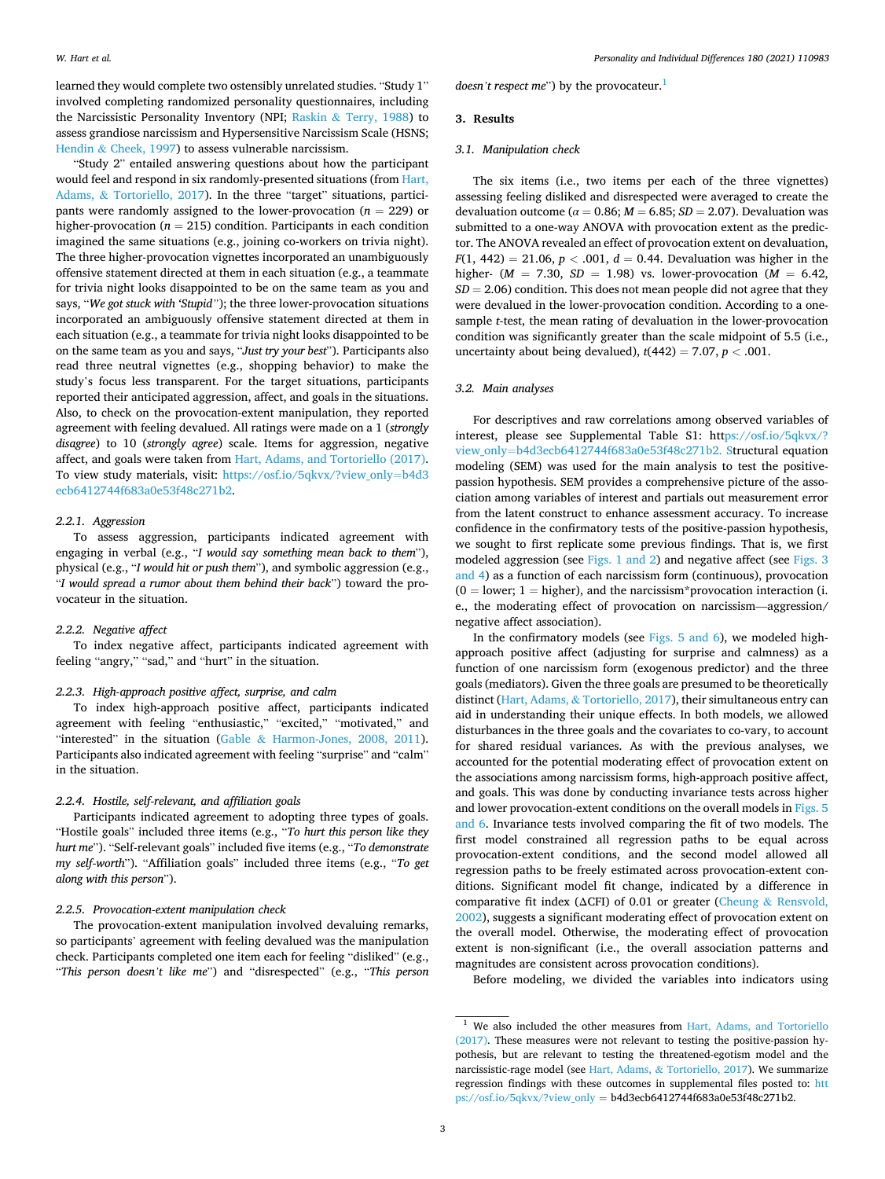learned they would complete two ostensibly unrelated studies. "Study 1" involved completing randomized personality questionnaires, including the Narcissistic Personality Inventory (NPI; Raskin & Terry, 1988) to assess grandiose narcissism and Hypersensitive Narcissism Scale (HSNS; Hendin & Cheek, 1997) to assess vulnerable narcissism.

"Study 2" entailed answering questions about how the participant would feel and respond in six randomly-presented situations (from Hart, Adams, & Tortoriello, 2017). In the three "target" situations, participants were randomly assigned to the lower-provocation ($n = 229$) or higher-provocation ($n = 215$) condition. Participants in each condition imagined the same situations (e.g., joining co-workers on trivia night). The three higher-provocation vignettes incorporated an unambiguously offensive statement directed at them in each situation (e.g., a teammate for trivia night looks disappointed to be on the same team as you and says, "*We got stuck with 'Stupid'*"); the three lower-provocation situations incorporated an ambiguously offensive statement directed at them in each situation (e.g., a teammate for trivia night looks disappointed to be on the same team as you and says, "*Just try your best*"). Participants also read three neutral vignettes (e.g., shopping behavior) to make the study's focus less transparent. For the target situations, participants reported their anticipated aggression, affect, and goals in the situations. Also, to check on the provocation-extent manipulation, they reported agreement with feeling devalued. All ratings were made on a 1 (*strongly disagree*) to 10 (*strongly agree*) scale. Items for aggression, negative affect, and goals were taken from Hart, Adams, and Tortoriello (2017). To view study materials, visit: https://osf.io/5qkvx/?view_only=b4d3ecb6412744f683a0e53f48c271b2.

#### 2.2.1. Aggression

To assess aggression, participants indicated agreement with engaging in verbal (e.g., "*I would say something mean back to them*"), physical (e.g., "*I would hit or push them*"), and symbolic aggression (e.g., "*I would spread a rumor about them behind their back*") toward the provocateur in the situation.

#### 2.2.2. Negative affect

To index negative affect, participants indicated agreement with feeling "angry," "sad," and "hurt" in the situation.

#### 2.2.3. High-approach positive affect, surprise, and calm

To index high-approach positive affect, participants indicated agreement with feeling "enthusiastic," "excited," "motivated," and "interested" in the situation (Gable & Harmon-Jones, 2008, 2011). Participants also indicated agreement with feeling "surprise" and "calm" in the situation.

#### 2.2.4. Hostile, self-relevant, and affiliation goals

Participants indicated agreement to adopting three types of goals. "Hostile goals" included three items (e.g., "*To hurt this person like they hurt me*"). "Self-relevant goals" included five items (e.g., "*To demonstrate my self-worth*"). "Affiliation goals" included three items (e.g., "*To get along with this person*").

#### 2.2.5. Provocation-extent manipulation check

The provocation-extent manipulation involved devaluing remarks, so participants' agreement with feeling devalued was the manipulation check. Participants completed one item each for feeling "disliked" (e.g., "*This person doesn't like me*") and "disrespected" (e.g., "*This person doesn't respect me*") by the provocateur.[1]

## 3. Results

### 3.1. Manipulation check

The six items (i.e., two items per each of the three vignettes) assessing feeling disliked and disrespected were averaged to create the devaluation outcome ($\alpha = 0.86$; $M = 6.85$; $SD = 2.07$). Devaluation was submitted to a one-way ANOVA with provocation extent as the predictor. The ANOVA revealed an effect of provocation extent on devaluation, $F(1, 442) = 21.06$, $p < .001$, $d = 0.44$. Devaluation was higher in the higher- ($M = 7.30$, $SD = 1.98$) vs. lower-provocation ($M = 6.42$, $SD = 2.06$) condition. This does not mean people did not agree that they were devalued in the lower-provocation condition. According to a one-sample $t$-test, the mean rating of devaluation in the lower-provocation condition was significantly greater than the scale midpoint of 5.5 (i.e., uncertainty about being devalued), $t(442) = 7.07$, $p < .001$.

### 3.2. Main analyses

For descriptives and raw correlations among observed variables of interest, please see Supplemental Table S1: https://osf.io/5qkvx/?view_only=b4d3ecb6412744f683a0e53f48c271b2. Structural equation modeling (SEM) was used for the main analysis to test the positive-passion hypothesis. SEM provides a comprehensive picture of the association among variables of interest and partials out measurement error from the latent construct to enhance assessment accuracy. To increase confidence in the confirmatory tests of the positive-passion hypothesis, we sought to first replicate some previous findings. That is, we first modeled aggression (see Figs. 1 and 2) and negative affect (see Figs. 3 and 4) as a function of each narcissism form (continuous), provocation (0 = lower; 1 = higher), and the narcissism*provocation interaction (i.e., the moderating effect of provocation on narcissism—aggression/negative affect association).

In the confirmatory models (see Figs. 5 and 6), we modeled high-approach positive affect (adjusting for surprise and calmness) as a function of one narcissism form (exogenous predictor) and the three goals (mediators). Given the three goals are presumed to be theoretically distinct (Hart, Adams, & Tortoriello, 2017), their simultaneous entry can aid in understanding their unique effects. In both models, we allowed disturbances in the three goals and the covariates to co-vary, to account for shared residual variances. As with the previous analyses, we accounted for the potential moderating effect of provocation extent on the associations among narcissism forms, high-approach positive affect, and goals. This was done by conducting invariance tests across higher and lower provocation-extent conditions on the overall models in Figs. 5 and 6. Invariance tests involved comparing the fit of two models. The first model constrained all regression paths to be equal across provocation-extent conditions, and the second model allowed all regression paths to be freely estimated across provocation-extent conditions. Significant model fit change, indicated by a difference in comparative fit index (ΔCFI) of 0.01 or greater (Cheung & Rensvold, 2002), suggests a significant moderating effect of provocation extent on the overall model. Otherwise, the moderating effect of provocation extent is non-significant (i.e., the overall association patterns and magnitudes are consistent across provocation conditions).

Before modeling, we divided the variables into indicators using

[1] We also included the other measures from Hart, Adams, and Tortoriello (2017). These measures were not relevant to testing the positive-passion hypothesis, but are relevant to testing the threatened-egotism model and the narcissistic-rage model (see Hart, Adams, & Tortoriello, 2017). We summarize regression findings with these outcomes in supplemental files posted to: https://osf.io/5qkvx/?view_only = b4d3ecb6412744f683a0e53f48c271b2.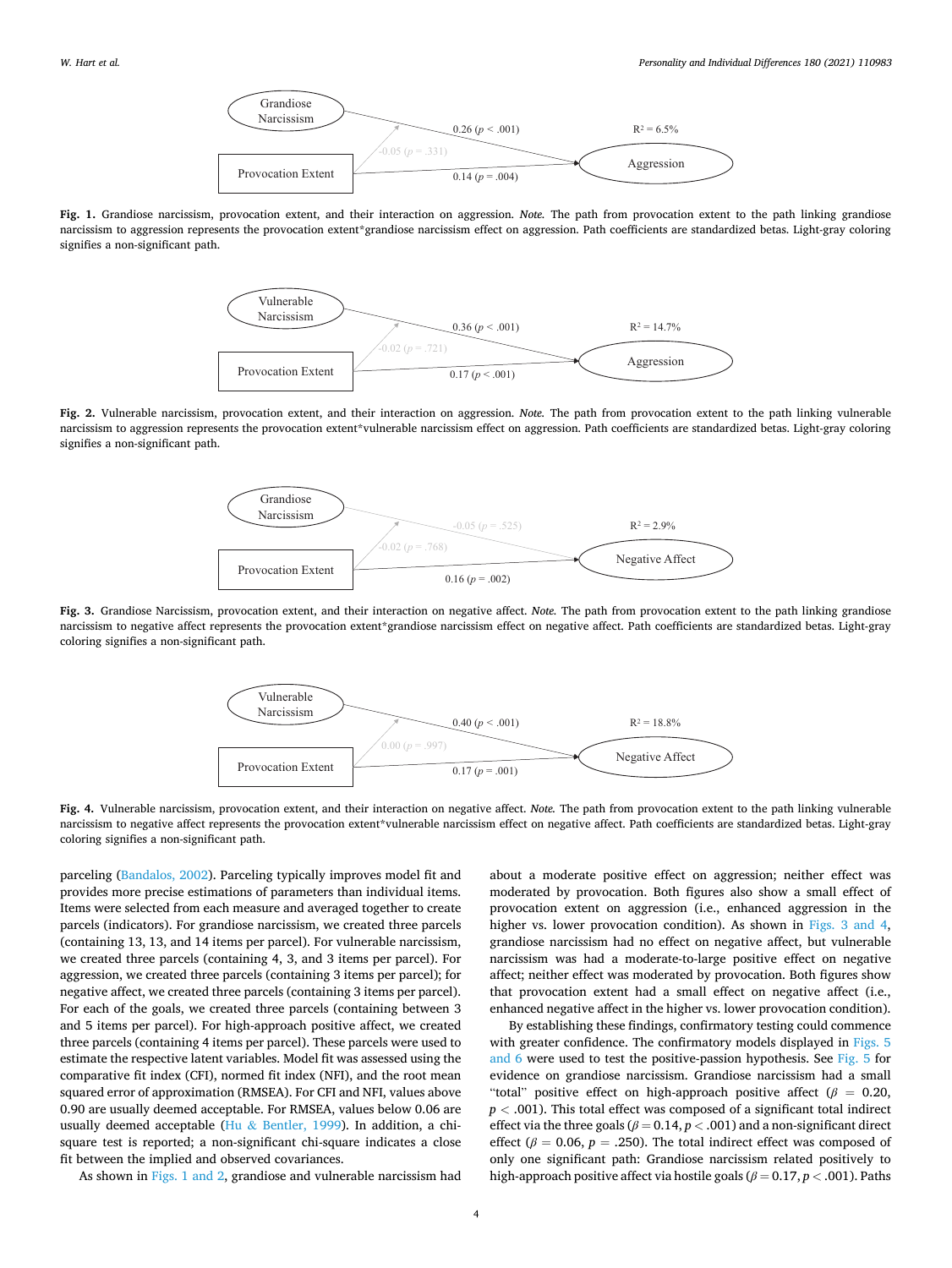Grandiose Narcissism

Provocation Extent

Aggression

0.26 ($p$ < .001)

-0.05 ($p$ = .331)

0.14 ($p$ = .004)

$R^2$ = 6.5%

**Fig. 1.** Grandiose narcissism, provocation extent, and their interaction on aggression. *Note.* The path from provocation extent to the path linking grandiose narcissism to aggression represents the provocation extent*grandiose narcissism effect on aggression. Path coefficients are standardized betas. Light-gray coloring signifies a non-significant path.

Vulnerable Narcissism

Provocation Extent

Aggression

0.36 ($p$ < .001)

-0.02 ($p$ = .721)

0.17 ($p$ < .001)

$R^2$ = 14.7%

**Fig. 2.** Vulnerable narcissism, provocation extent, and their interaction on aggression. *Note.* The path from provocation extent to the path linking vulnerable narcissism to aggression represents the provocation extent*vulnerable narcissism effect on aggression. Path coefficients are standardized betas. Light-gray coloring signifies a non-significant path.

Grandiose Narcissism

Provocation Extent

Negative Affect

-0.05 ($p$ = .525)

-0.02 ($p$ = .768)

0.16 ($p$ = .002)

$R^2$ = 2.9%

**Fig. 3.** Grandiose Narcissism, provocation extent, and their interaction on negative affect. *Note.* The path from provocation extent to the path linking grandiose narcissism to negative affect represents the provocation extent*grandiose narcissism effect on negative affect. Path coefficients are standardized betas. Light-gray coloring signifies a non-significant path.

Vulnerable Narcissism

Provocation Extent

Negative Affect

0.40 ($p$ < .001)

0.00 ($p$ = .997)

0.17 ($p$ = .001)

$R^2$ = 18.8%

**Fig. 4.** Vulnerable narcissism, provocation extent, and their interaction on negative affect. *Note.* The path from provocation extent to the path linking vulnerable narcissism to negative affect represents the provocation extent*vulnerable narcissism effect on negative affect. Path coefficients are standardized betas. Light-gray coloring signifies a non-significant path.

parceling (Bandalos, 2002). Parceling typically improves model fit and provides more precise estimations of parameters than individual items. Items were selected from each measure and averaged together to create parcels (indicators). For grandiose narcissism, we created three parcels (containing 13, 13, and 14 items per parcel). For vulnerable narcissism, we created three parcels (containing 4, 3, and 3 items per parcel). For aggression, we created three parcels (containing 3 items per parcel); for negative affect, we created three parcels (containing 3 items per parcel). For each of the goals, we created three parcels (containing between 3 and 5 items per parcel). For high-approach positive affect, we created three parcels (containing 4 items per parcel). These parcels were used to estimate the respective latent variables. Model fit was assessed using the comparative fit index (CFI), normed fit index (NFI), and the root mean squared error of approximation (RMSEA). For CFI and NFI, values above 0.90 are usually deemed acceptable. For RMSEA, values below 0.06 are usually deemed acceptable (Hu & Bentler, 1999). In addition, a chi-square test is reported; a non-significant chi-square indicates a close fit between the implied and observed covariances.

As shown in Figs. 1 and 2, grandiose and vulnerable narcissism had about a moderate positive effect on aggression; neither effect was moderated by provocation. Both figures also show a small effect of provocation extent on aggression (i.e., enhanced aggression in the higher vs. lower provocation condition). As shown in Figs. 3 and 4, grandiose narcissism had no effect on negative affect, but vulnerable narcissism was had a moderate-to-large positive effect on negative affect; neither effect was moderated by provocation. Both figures show that provocation extent had a small effect on negative affect (i.e., enhanced negative affect in the higher vs. lower provocation condition).

By establishing these findings, confirmatory testing could commence with greater confidence. The confirmatory models displayed in Figs. 5 and 6 were used to test the positive-passion hypothesis. See Fig. 5 for evidence on grandiose narcissism. Grandiose narcissism had a small "total" positive effect on high-approach positive affect ($\beta$ = 0.20, $p$ < .001). This total effect was composed of a significant total indirect effect via the three goals ($\beta$ = 0.14, $p$ < .001) and a non-significant direct effect ($\beta$ = 0.06, $p$ = .250). The total indirect effect was composed of only one significant path: Grandiose narcissism related positively to high-approach positive affect via hostile goals ($\beta$ = 0.17, $p$ < .001). Paths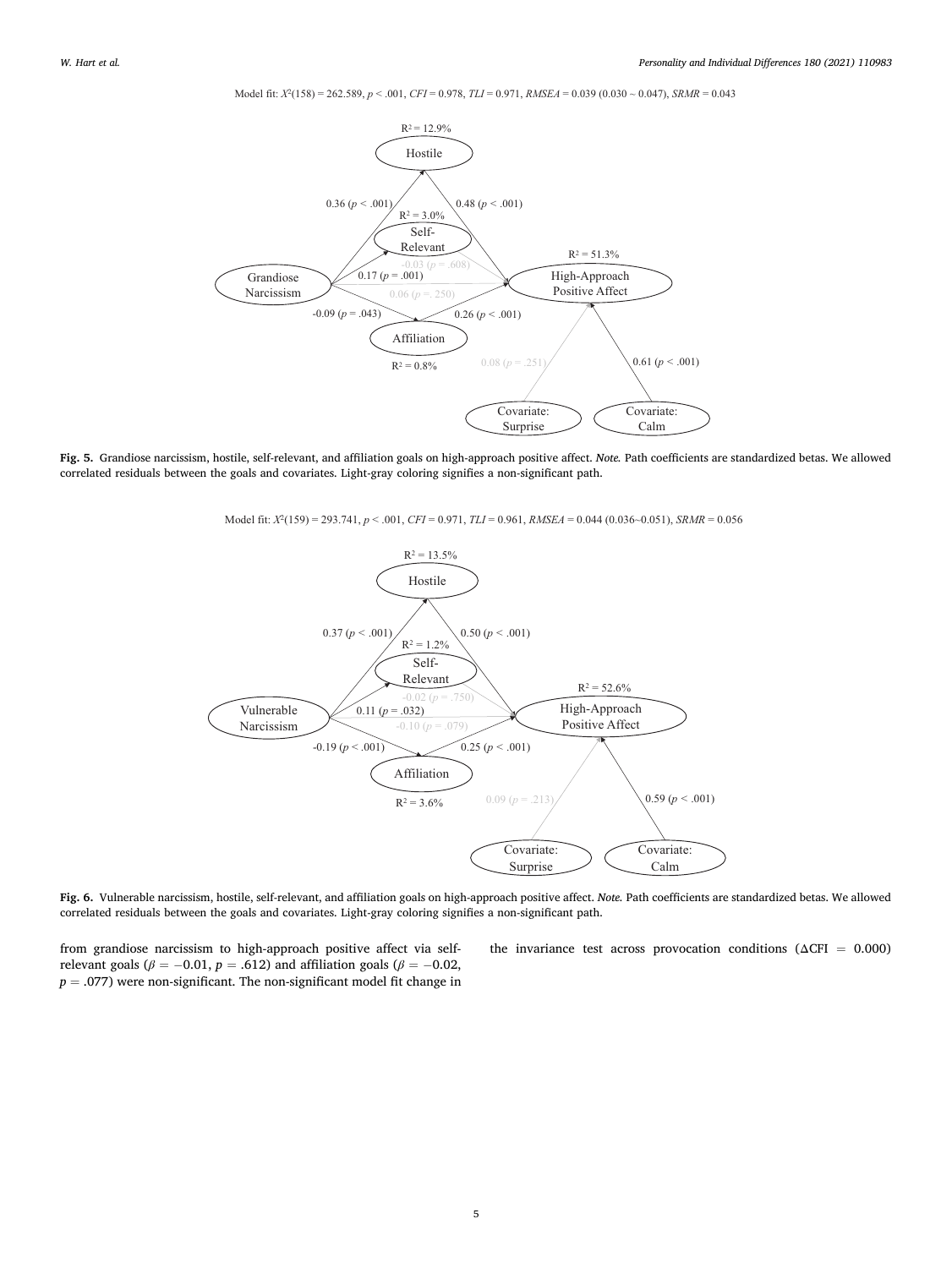Model fit: $X^2(158) = 262.589$, $p < .001$, $CFI = 0.978$, $TLI = 0.971$, $RMSEA = 0.039$ (0.030 ~ 0.047), $SRMR = 0.043$

**Fig. 5.** Grandiose narcissism, hostile, self-relevant, and affiliation goals on high-approach positive affect. *Note.* Path coefficients are standardized betas. We allowed correlated residuals between the goals and covariates. Light-gray coloring signifies a non-significant path.

Model fit: $X^2(159) = 293.741$, $p < .001$, $CFI = 0.971$, $TLI = 0.961$, $RMSEA = 0.044$ (0.036~0.051), $SRMR = 0.056$

**Fig. 6.** Vulnerable narcissism, hostile, self-relevant, and affiliation goals on high-approach positive affect. *Note.* Path coefficients are standardized betas. We allowed correlated residuals between the goals and covariates. Light-gray coloring signifies a non-significant path.

from grandiose narcissism to high-approach positive affect via self-relevant goals ($\beta = -0.01$, $p = .612$) and affiliation goals ($\beta = -0.02$, $p = .077$) were non-significant. The non-significant model fit change in the invariance test across provocation conditions ($\Delta$CFI $= 0.000$)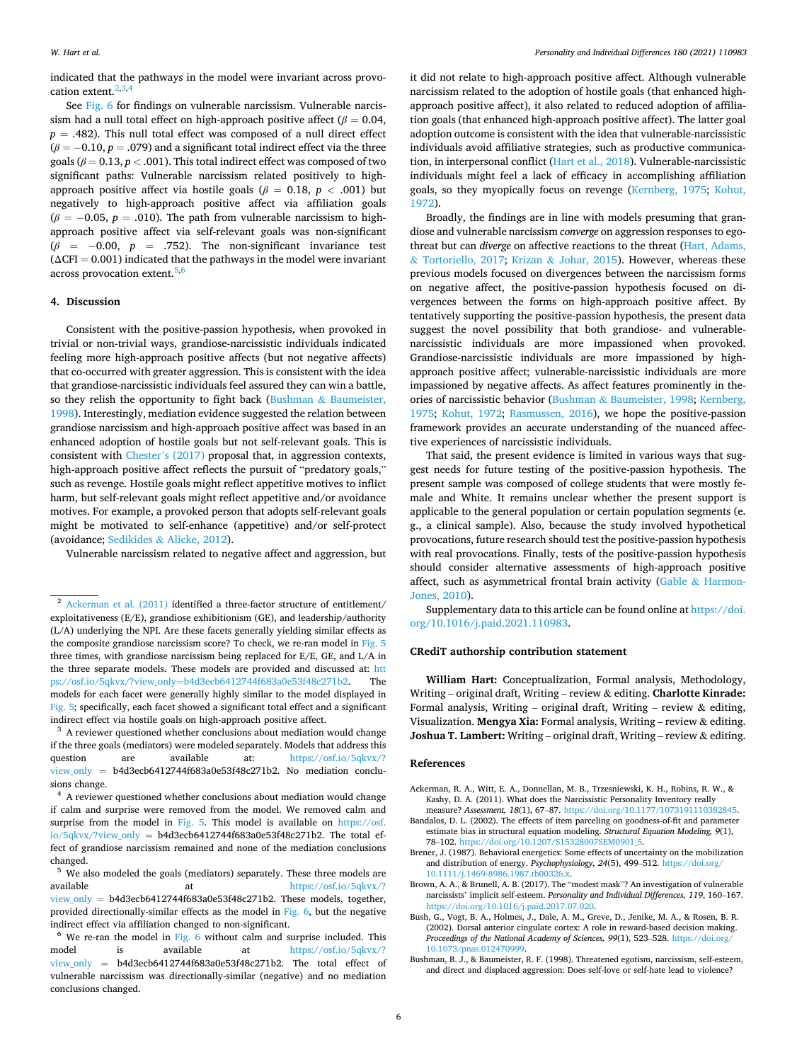indicated that the pathways in the model were invariant across provocation extent.[2,3,4]

See Fig. 6 for findings on vulnerable narcissism. Vulnerable narcissism had a null total effect on high-approach positive affect ($\beta = 0.04$, $p = .482$). This null total effect was composed of a null direct effect ($\beta = -0.10$, $p = .079$) and a significant total indirect effect via the three goals ($\beta = 0.13$, $p < .001$). This total indirect effect was composed of two significant paths: Vulnerable narcissism related positively to high-approach positive affect via hostile goals ($\beta = 0.18$, $p < .001$) but negatively to high-approach positive affect via affiliation goals ($\beta = -0.05$, $p = .010$). The path from vulnerable narcissism to high-approach positive affect via self-relevant goals was non-significant ($\beta = -0.00$, $p = .752$). The non-significant invariance test ($\Delta$CFI = 0.001) indicated that the pathways in the model were invariant across provocation extent.[5,6]

## 4. Discussion

Consistent with the positive-passion hypothesis, when provoked in trivial or non-trivial ways, grandiose-narcissistic individuals indicated feeling more high-approach positive affects (but not negative affects) that co-occurred with greater aggression. This is consistent with the idea that grandiose-narcissistic individuals feel assured they can win a battle, so they relish the opportunity to fight back (Bushman & Baumeister, 1998). Interestingly, mediation evidence suggested the relation between grandiose narcissism and high-approach positive affect was based in an enhanced adoption of hostile goals but not self-relevant goals. This is consistent with Chester's (2017) proposal that, in aggression contexts, high-approach positive affect reflects the pursuit of "predatory goals," such as revenge. Hostile goals might reflect appetitive motives to inflict harm, but self-relevant goals might reflect appetitive and/or avoidance motives. For example, a provoked person that adopts self-relevant goals might be motivated to self-enhance (appetitive) and/or self-protect (avoidance; Sedikides & Alicke, 2012).

Vulnerable narcissism related to negative affect and aggression, but it did not relate to high-approach positive affect. Although vulnerable narcissism related to the adoption of hostile goals (that enhanced high-approach positive affect), it also related to reduced adoption of affiliation goals (that enhanced high-approach positive affect). The latter goal adoption outcome is consistent with the idea that vulnerable-narcissistic individuals avoid affiliative strategies, such as productive communication, in interpersonal conflict (Hart et al., 2018). Vulnerable-narcissistic individuals might feel a lack of efficacy in accomplishing affiliation goals, so they myopically focus on revenge (Kernberg, 1975; Kohut, 1972).

Broadly, the findings are in line with models presuming that grandiose and vulnerable narcissism *converge* on aggression responses to ego-threat but can *diverge* on affective reactions to the threat (Hart, Adams, & Tortoriello, 2017; Krizan & Johar, 2015). However, whereas these previous models focused on divergences between the narcissism forms on negative affect, the positive-passion hypothesis focused on divergences between the forms on high-approach positive affect. By tentatively supporting the positive-passion hypothesis, the present data suggest the novel possibility that both grandiose- and vulnerable-narcissistic individuals are more impassioned when provoked. Grandiose-narcissistic individuals are more impassioned by high-approach positive affect; vulnerable-narcissistic individuals are more impassioned by negative affects. As affect features prominently in theories of narcissistic behavior (Bushman & Baumeister, 1998; Kernberg, 1975; Kohut, 1972; Rasmussen, 2016), we hope the positive-passion framework provides an accurate understanding of the nuanced affective experiences of narcissistic individuals.

That said, the present evidence is limited in various ways that suggest needs for future testing of the positive-passion hypothesis. The present sample was composed of college students that were mostly female and White. It remains unclear whether the present support is applicable to the general population or certain population segments (e.g., a clinical sample). Also, because the study involved hypothetical provocations, future research should test the positive-passion hypothesis with real provocations. Finally, tests of the positive-passion hypothesis should consider alternative assessments of high-approach positive affect, such as asymmetrical frontal brain activity (Gable & Harmon-Jones, 2010).

Supplementary data to this article can be found online at https://doi.org/10.1016/j.paid.2021.110983.

## CRediT authorship contribution statement

**William Hart:** Conceptualization, Formal analysis, Methodology, Writing – original draft, Writing – review & editing. **Charlotte Kinrade:** Formal analysis, Writing – original draft, Writing – review & editing, Visualization. **Mengya Xia:** Formal analysis, Writing – review & editing. **Joshua T. Lambert:** Writing – original draft, Writing – review & editing.

## References

Ackerman, R. A., Witt, E. A., Donnellan, M. B., Trzesniewski, K. H., Robins, R. W., & Kashy, D. A. (2011). What does the Narcissistic Personality Inventory really measure? *Assessment, 18*(1), 67–87. https://doi.org/10.1177/1073191110382845.

Bandalos, D. L. (2002). The effects of item parceling on goodness-of-fit and parameter estimate bias in structural equation modeling. *Structural Equation Modeling, 9*(1), 78–102. https://doi.org/10.1207/S15328007SEM0901_5.

Brener, J. (1987). Behavioral energetics: Some effects of uncertainty on the mobilization and distribution of energy. *Psychophysiology, 24*(5), 499–512. https://doi.org/10.1111/j.1469-8986.1987.tb00326.x.

Brown, A. A., & Brunell, A. B. (2017). The "modest mask"? An investigation of vulnerable narcissists' implicit self-esteem. *Personality and Individual Differences, 119*, 160–167. https://doi.org/10.1016/j.paid.2017.07.020.

Bush, G., Vogt, B. A., Holmes, J., Dale, A. M., Greve, D., Jenike, M. A., & Rosen, B. R. (2002). Dorsal anterior cingulate cortex: A role in reward-based decision making. *Proceedings of the National Academy of Sciences, 99*(1), 523–528. https://doi.org/10.1073/pnas.012470999.

Bushman, B. J., & Baumeister, R. F. (1998). Threatened egotism, narcissism, self-esteem, and direct and displaced aggression: Does self-love or self-hate lead to violence?

---

[2] Ackerman et al. (2011) identified a three-factor structure of entitlement/exploitativeness (E/E), grandiose exhibitionism (GE), and leadership/authority (L/A) underlying the NPI. Are these facets generally yielding similar effects as the composite grandiose narcissism score? To check, we re-ran model in Fig. 5 three times, with grandiose narcissism being replaced for E/E, GE, and L/A in the three separate models. These models are provided and discussed at: https://osf.io/5qkvx/?view_only=b4d3ecb6412744f683a0e53f48c271b2. The models for each facet were generally highly similar to the model displayed in Fig. 5; specifically, each facet showed a significant total effect and a significant indirect effect via hostile goals on high-approach positive affect.

[3] A reviewer questioned whether conclusions about mediation would change if the three goals (mediators) were modeled separately. Models that address this question are available at: https://osf.io/5qkvx/?view_only = b4d3ecb6412744f683a0e53f48c271b2. No mediation conclusions change.

[4] A reviewer questioned whether conclusions about mediation would change if calm and surprise were removed from the model. We removed calm and surprise from the model in Fig. 5. This model is available on https://osf.io/5qkvx/?view_only = b4d3ecb6412744f683a0e53f48c271b2. The total effect of grandiose narcissism remained and none of the mediation conclusions changed.

[5] We also modeled the goals (mediators) separately. These three models are available at https://osf.io/5qkvx/?view_only = b4d3ecb6412744f683a0e53f48c271b2. These models, together, provided directionally-similar effects as the model in Fig. 6, but the negative indirect effect via affiliation changed to non-significant.

[6] We re-ran the model in Fig. 6 without calm and surprise included. This model is available at https://osf.io/5qkvx/?view_only = b4d3ecb6412744f683a0e53f48c271b2. The total effect of vulnerable narcissism was directionally-similar (negative) and no mediation conclusions changed.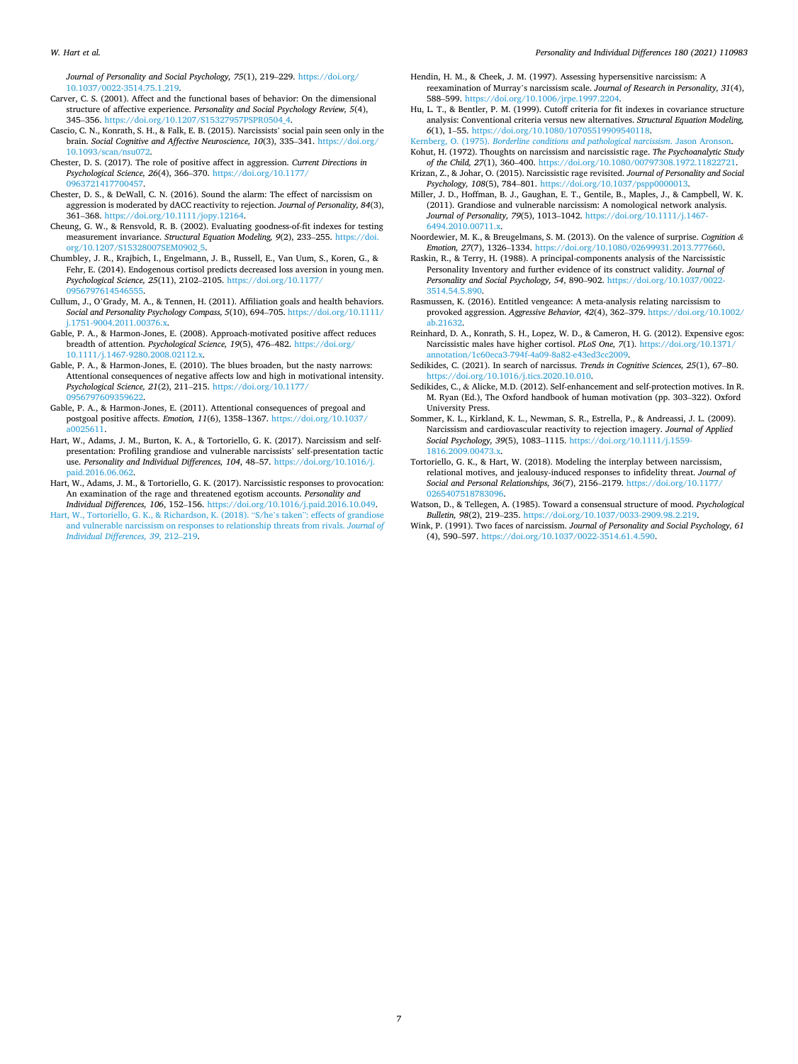*Journal of Personality and Social Psychology, 75*(1), 219–229. https://doi.org/10.1037/0022-3514.75.1.219.

Carver, C. S. (2001). Affect and the functional bases of behavior: On the dimensional structure of affective experience. *Personality and Social Psychology Review, 5*(4), 345–356. https://doi.org/10.1207/S15327957PSPR0504_4.

Cascio, C. N., Konrath, S. H., & Falk, E. B. (2015). Narcissists' social pain seen only in the brain. *Social Cognitive and Affective Neuroscience, 10*(3), 335–341. https://doi.org/10.1093/scan/nsu072.

Chester, D. S. (2017). The role of positive affect in aggression. *Current Directions in Psychological Science, 26*(4), 366–370. https://doi.org/10.1177/0963721417700457.

Chester, D. S., & DeWall, C. N. (2016). Sound the alarm: The effect of narcissism on aggression is moderated by dACC reactivity to rejection. *Journal of Personality, 84*(3), 361–368. https://doi.org/10.1111/jopy.12164.

Cheung, G. W., & Rensvold, R. B. (2002). Evaluating goodness-of-fit indexes for testing measurement invariance. *Structural Equation Modeling, 9*(2), 233–255. https://doi.org/10.1207/S15328007SEM0902_5.

Chumbley, J. R., Krajbich, I., Engelmann, J. B., Russell, E., Van Uum, S., Koren, G., & Fehr, E. (2014). Endogenous cortisol predicts decreased loss aversion in young men. *Psychological Science, 25*(11), 2102–2105. https://doi.org/10.1177/0956797614546555.

Cullum, J., O'Grady, M. A., & Tennen, H. (2011). Affiliation goals and health behaviors. *Social and Personality Psychology Compass, 5*(10), 694–705. https://doi.org/10.1111/j.1751-9004.2011.00376.x.

Gable, P. A., & Harmon-Jones, E. (2008). Approach-motivated positive affect reduces breadth of attention. *Psychological Science, 19*(5), 476–482. https://doi.org/10.1111/j.1467-9280.2008.02112.x.

Gable, P. A., & Harmon-Jones, E. (2010). The blues broaden, but the nasty narrows: Attentional consequences of negative affects low and high in motivational intensity. *Psychological Science, 21*(2), 211–215. https://doi.org/10.1177/0956797609359622.

Gable, P. A., & Harmon-Jones, E. (2011). Attentional consequences of pregoal and postgoal positive affects. *Emotion, 11*(6), 1358–1367. https://doi.org/10.1037/a0025611.

Hart, W., Adams, J. M., Burton, K. A., & Tortoriello, G. K. (2017). Narcissism and self-presentation: Profiling grandiose and vulnerable narcissists' self-presentation tactic use. *Personality and Individual Differences, 104*, 48–57. https://doi.org/10.1016/j.paid.2016.06.062.

Hart, W., Adams, J. M., & Tortoriello, G. K. (2017). Narcissistic responses to provocation: An examination of the rage and threatened egotism accounts. *Personality and Individual Differences, 106*, 152–156. https://doi.org/10.1016/j.paid.2016.10.049.

Hart, W., Tortoriello, G. K., & Richardson, K. (2018). "S/he's taken": effects of grandiose and vulnerable narcissism on responses to relationship threats from rivals. *Journal of Individual Differences, 39*, 212–219.

Hendin, H. M., & Cheek, J. M. (1997). Assessing hypersensitive narcissism: A reexamination of Murray's narcissism scale. *Journal of Research in Personality, 31*(4), 588–599. https://doi.org/10.1006/jrpe.1997.2204.

Hu, L. T., & Bentler, P. M. (1999). Cutoff criteria for fit indexes in covariance structure analysis: Conventional criteria versus new alternatives. *Structural Equation Modeling, 6*(1), 1–55. https://doi.org/10.1080/10705519909540118.

Kernberg, O. (1975). *Borderline conditions and pathological narcissism.* Jason Aronson.

Kohut, H. (1972). Thoughts on narcissism and narcissistic rage. *The Psychoanalytic Study of the Child, 27*(1), 360–400. https://doi.org/10.1080/00797308.1972.11822721.

Krizan, Z., & Johar, O. (2015). Narcissistic rage revisited. *Journal of Personality and Social Psychology, 108*(5), 784–801. https://doi.org/10.1037/pspp0000013.

Miller, J. D., Hoffman, B. J., Gaughan, E. T., Gentile, B., Maples, J., & Campbell, W. K. (2011). Grandiose and vulnerable narcissism: A nomological network analysis. *Journal of Personality, 79*(5), 1013–1042. https://doi.org/10.1111/j.1467-6494.2010.00711.x.

Noordewier, M. K., & Breugelmans, S. M. (2013). On the valence of surprise. *Cognition & Emotion, 27*(7), 1326–1334. https://doi.org/10.1080/02699931.2013.777660.

Raskin, R., & Terry, H. (1988). A principal-components analysis of the Narcissistic Personality Inventory and further evidence of its construct validity. *Journal of Personality and Social Psychology, 54*, 890–902. https://doi.org/10.1037/0022-3514.54.5.890.

Rasmussen, K. (2016). Entitled vengeance: A meta-analysis relating narcissism to provoked aggression. *Aggressive Behavior, 42*(4), 362–379. https://doi.org/10.1002/ab.21632.

Reinhard, D. A., Konrath, S. H., Lopez, W. D., & Cameron, H. G. (2012). Expensive egos: Narcissistic males have higher cortisol. *PLoS One, 7*(1). https://doi.org/10.1371/annotation/1c60eca3-794f-4a09-8a82-e43ed3cc2009.

Sedikides, C. (2021). In search of narcissus. *Trends in Cognitive Sciences, 25*(1), 67–80. https://doi.org/10.1016/j.tics.2020.10.010.

Sedikides, C., & Alicke, M.D. (2012). Self-enhancement and self-protection motives. In R. M. Ryan (Ed.), The Oxford handbook of human motivation (pp. 303–322). Oxford University Press.

Sommer, K. L., Kirkland, K. L., Newman, S. R., Estrella, P., & Andreassi, J. L. (2009). Narcissism and cardiovascular reactivity to rejection imagery. *Journal of Applied Social Psychology, 39*(5), 1083–1115. https://doi.org/10.1111/j.1559-1816.2009.00473.x.

Tortoriello, G. K., & Hart, W. (2018). Modeling the interplay between narcissism, relational motives, and jealousy-induced responses to infidelity threat. *Journal of Social and Personal Relationships, 36*(7), 2156–2179. https://doi.org/10.1177/0265407518783096.

Watson, D., & Tellegen, A. (1985). Toward a consensual structure of mood. *Psychological Bulletin, 98*(2), 219–235. https://doi.org/10.1037/0033-2909.98.2.219.

Wink, P. (1991). Two faces of narcissism. *Journal of Personality and Social Psychology, 61* (4), 590–597. https://doi.org/10.1037/0022-3514.61.4.590.